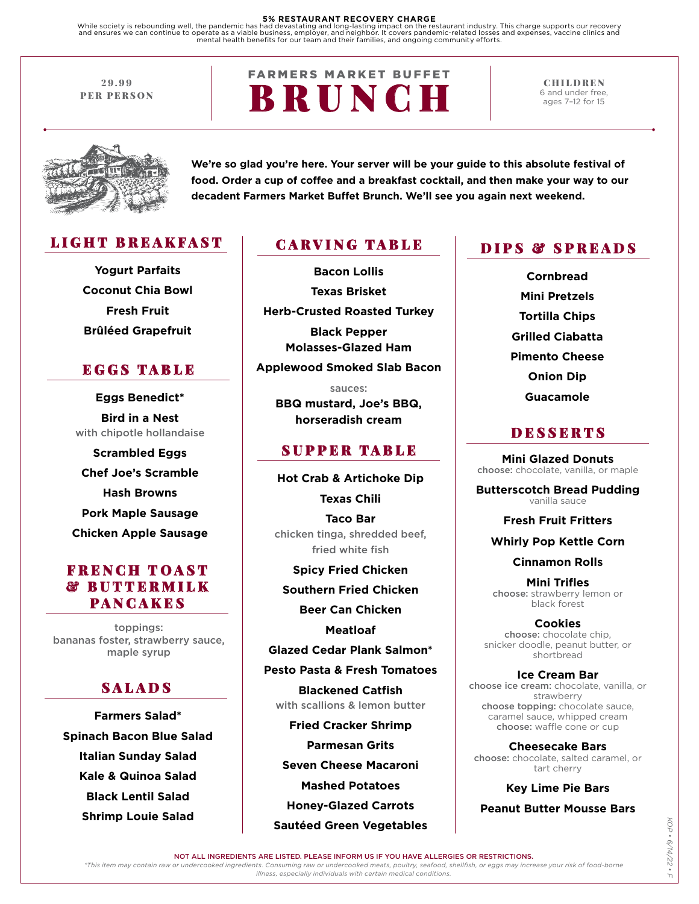**5% RESTAURANT RECOVERY CHARGE**

While society is rebounding well, the pandemic has had devastating and long-lasting impact on the restaurant industry. This charge supports our recovery and ensures we can continue to operate as a viable business, employer, and neighbor. It covers pandemic-related losses and expenses, vaccine clinics and mental health benefits for our team and their families, and ongoing community efforts.

29.99 PER PERSON

# FARMERS MARKET BUFFET BRUNCH

CHILDREN 6 and under free, ages 7–12 for 15

**We're so glad you're here. Your server will be your guide to this absolute festival of food. Order a cup of coffee and a breakfast cocktail, and then make your way to our decadent Farmers Market Buffet Brunch. We'll see you again next weekend.**

## LIGHT BREAKFAST

**Yogurt Parfaits**

**Coconut Chia Bowl**

**Fresh Fruit**

**Brûléed Grapefruit**

## EGGS TABLE

**Eggs Benedict***

**Bird in a Nest**
with chipotle hollandaise

**Scrambled Eggs**

**Chef Joe's Scramble**

**Hash Browns**

**Pork Maple Sausage**

**Chicken Apple Sausage**

## FRENCH TOAST & BUTTERMILK PANCAKES

toppings:
bananas foster, strawberry sauce, maple syrup

## SALADS

**Farmers Salad***

**Spinach Bacon Blue Salad**

**Italian Sunday Salad**

**Kale & Quinoa Salad**

**Black Lentil Salad**

**Shrimp Louie Salad**

## CARVING TABLE

**Bacon Lollis**

**Texas Brisket**

**Herb-Crusted Roasted Turkey**

**Black Pepper Molasses-Glazed Ham**

**Applewood Smoked Slab Bacon**

sauces:
**BBQ mustard, Joe's BBQ, horseradish cream**

## SUPPER TABLE

**Hot Crab & Artichoke Dip**

**Texas Chili**

**Taco Bar**
chicken tinga, shredded beef, fried white fish

**Spicy Fried Chicken**

**Southern Fried Chicken**

**Beer Can Chicken**

**Meatloaf**

**Glazed Cedar Plank Salmon***

**Pesto Pasta & Fresh Tomatoes**

**Blackened Catfish**
with scallions & lemon butter

**Fried Cracker Shrimp**

**Parmesan Grits**

**Seven Cheese Macaroni**

**Mashed Potatoes**

**Honey-Glazed Carrots**

**Sautéed Green Vegetables**

## DIPS & SPREADS

**Cornbread**

**Mini Pretzels**

**Tortilla Chips**

**Grilled Ciabatta**

**Pimento Cheese**

**Onion Dip**

**Guacamole**

## DESSERTS

**Mini Glazed Donuts**
choose: chocolate, vanilla, or maple

**Butterscotch Bread Pudding**
vanilla sauce

**Fresh Fruit Fritters**

**Whirly Pop Kettle Corn**

**Cinnamon Rolls**

**Mini Trifles**
choose: strawberry lemon or black forest

**Cookies**
choose: chocolate chip, snicker doodle, peanut butter, or shortbread

**Ice Cream Bar**
choose ice cream: chocolate, vanilla, or strawberry
choose topping: chocolate sauce, caramel sauce, whipped cream
choose: waffle cone or cup

**Cheesecake Bars**
choose: chocolate, salted caramel, or tart cherry

**Key Lime Pie Bars**

**Peanut Butter Mousse Bars**

NOT ALL INGREDIENTS ARE LISTED. PLEASE INFORM US IF YOU HAVE ALLERGIES OR RESTRICTIONS.

*\*This item may contain raw or undercooked ingredients. Consuming raw or undercooked meats, poultry, seafood, shellfish, or eggs may increase your risk of food-borne illness, especially individuals with certain medical conditions.*

KOP • 6/14/22 • F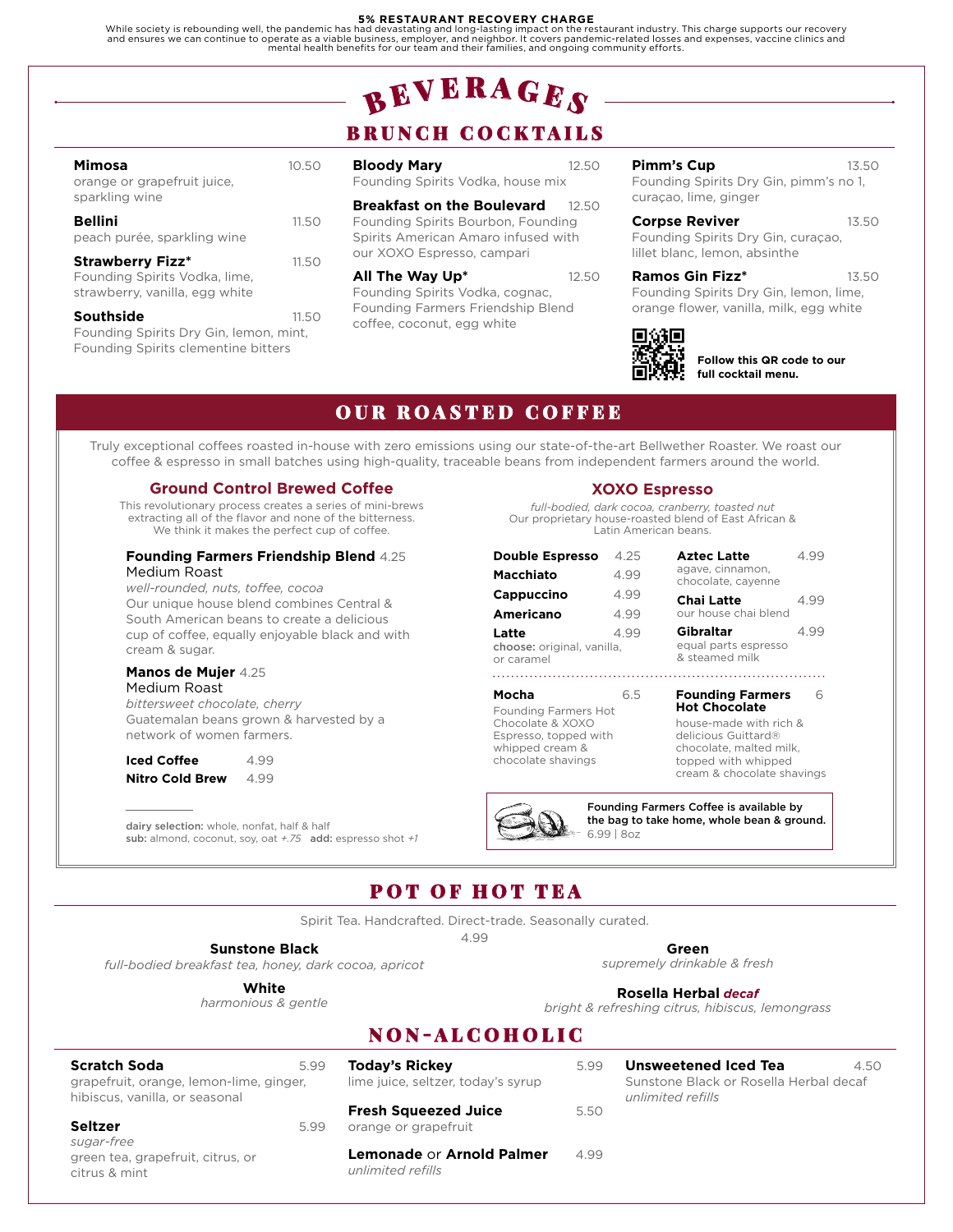**5% RESTAURANT RECOVERY CHARGE**
While society is rebounding well, the pandemic has had devastating and long-lasting impact on the restaurant industry. This charge supports our recovery and ensures we can continue to operate as a viable business, employer, and neighbor. It covers pandemic-related losses and expenses, vaccine clinics and mental health benefits for our team and their families, and ongoing community efforts.

# BEVERAGES

## BRUNCH COCKTAILS

**Mimosa** 10.50
orange or grapefruit juice, sparkling wine

**Bellini** 11.50
peach purée, sparkling wine

**Strawberry Fizz*** 11.50
Founding Spirits Vodka, lime, strawberry, vanilla, egg white

**Southside** 11.50
Founding Spirits Dry Gin, lemon, mint, Founding Spirits clementine bitters

**Bloody Mary** 12.50
Founding Spirits Vodka, house mix

**Breakfast on the Boulevard** 12.50
Founding Spirits Bourbon, Founding Spirits American Amaro infused with our XOXO Espresso, campari

**All The Way Up*** 12.50
Founding Spirits Vodka, cognac, Founding Farmers Friendship Blend coffee, coconut, egg white

**Pimm's Cup** 13.50
Founding Spirits Dry Gin, pimm's no 1, curaçao, lime, ginger

**Corpse Reviver** 13.50
Founding Spirits Dry Gin, curaçao, lillet blanc, lemon, absinthe

**Ramos Gin Fizz*** 13.50
Founding Spirits Dry Gin, lemon, lime, orange flower, vanilla, milk, egg white

**Follow this QR code to our full cocktail menu.**

## OUR ROASTED COFFEE

Truly exceptional coffees roasted in-house with zero emissions using our state-of-the-art Bellwether Roaster. We roast our coffee & espresso in small batches using high-quality, traceable beans from independent farmers around the world.

### Ground Control Brewed Coffee

This revolutionary process creates a series of mini-brews extracting all of the flavor and none of the bitterness. We think it makes the perfect cup of coffee.

**Founding Farmers Friendship Blend** 4.25
Medium Roast
*well-rounded, nuts, toffee, cocoa*
Our unique house blend combines Central & South American beans to create a delicious cup of coffee, equally enjoyable black and with cream & sugar.

**Manos de Mujer** 4.25
Medium Roast
*bittersweet chocolate, cherry*
Guatemalan beans grown & harvested by a network of women farmers.

**Iced Coffee** 4.99
**Nitro Cold Brew** 4.99

**dairy selection:** whole, nonfat, half & half
**sub:** almond, coconut, soy, oat *+.75* **add:** espresso shot *+1*

### XOXO Espresso

*full-bodied, dark cocoa, cranberry, toasted nut*
Our proprietary house-roasted blend of East African & Latin American beans.

**Double Espresso** 4.25
**Macchiato** 4.99
**Cappuccino** 4.99
**Americano** 4.99
**Latte** 4.99
**choose:** original, vanilla, or caramel

**Aztec Latte** 4.99
agave, cinnamon, chocolate, cayenne

**Chai Latte** 4.99
our house chai blend

**Gibraltar** 4.99
equal parts espresso & steamed milk

**Mocha** 6.5
Founding Farmers Hot Chocolate & XOXO Espresso, topped with whipped cream & chocolate shavings

**Founding Farmers Hot Chocolate** 6
house-made with rich & delicious Guittard® chocolate, malted milk, topped with whipped cream & chocolate shavings

**Founding Farmers Coffee is available by the bag to take home, whole bean & ground.**
6.99 | 8oz

## POT OF HOT TEA

Spirit Tea. Handcrafted. Direct-trade. Seasonally curated.
4.99

**Sunstone Black**
*full-bodied breakfast tea, honey, dark cocoa, apricot*

**White**
*harmonious & gentle*

**Green**
*supremely drinkable & fresh*

**Rosella Herbal** ***decaf***
*bright & refreshing citrus, hibiscus, lemongrass*

## NON-ALCOHOLIC

**Scratch Soda** 5.99
grapefruit, orange, lemon-lime, ginger, hibiscus, vanilla, or seasonal

**Seltzer** 5.99
*sugar-free*
green tea, grapefruit, citrus, or citrus & mint

**Today's Rickey** 5.99
lime juice, seltzer, today's syrup

**Fresh Squeezed Juice** 5.50
orange or grapefruit

**Lemonade** or **Arnold Palmer** 4.99
*unlimited refills*

**Unsweetened Iced Tea** 4.50
Sunstone Black or Rosella Herbal decaf
*unlimited refills*